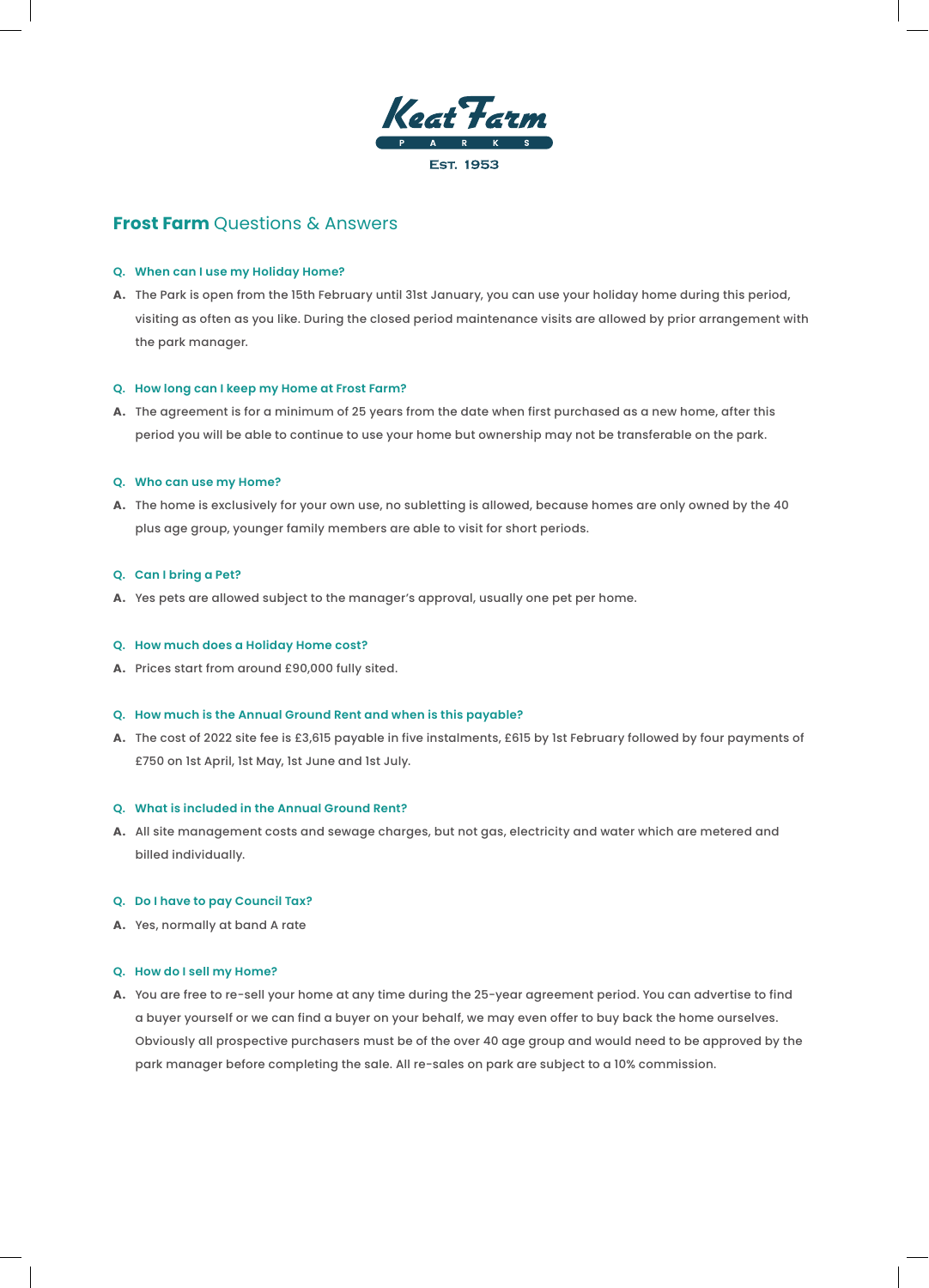Keat Farm PARKS

Est. 1953

## **Frost Farm** Questions & Answers

**Q. When can I use my Holiday Home?**

**A.** The Park is open from the 15th February until 31st January, you can use your holiday home during this period, visiting as often as you like. During the closed period maintenance visits are allowed by prior arrangement with the park manager.

**Q. How long can I keep my Home at Frost Farm?**

**A.** The agreement is for a minimum of 25 years from the date when first purchased as a new home, after this period you will be able to continue to use your home but ownership may not be transferable on the park.

**Q. Who can use my Home?**

**A.** The home is exclusively for your own use, no subletting is allowed, because homes are only owned by the 40 plus age group, younger family members are able to visit for short periods.

**Q. Can I bring a Pet?**

**A.** Yes pets are allowed subject to the manager's approval, usually one pet per home.

**Q. How much does a Holiday Home cost?**

**A.** Prices start from around £90,000 fully sited.

**Q. How much is the Annual Ground Rent and when is this payable?**

**A.** The cost of 2022 site fee is £3,615 payable in five instalments, £615 by 1st February followed by four payments of £750 on 1st April, 1st May, 1st June and 1st July.

**Q. What is included in the Annual Ground Rent?**

**A.** All site management costs and sewage charges, but not gas, electricity and water which are metered and billed individually.

**Q. Do I have to pay Council Tax?**

**A.** Yes, normally at band A rate

**Q. How do I sell my Home?**

**A.** You are free to re-sell your home at any time during the 25-year agreement period. You can advertise to find a buyer yourself or we can find a buyer on your behalf, we may even offer to buy back the home ourselves. Obviously all prospective purchasers must be of the over 40 age group and would need to be approved by the park manager before completing the sale. All re-sales on park are subject to a 10% commission.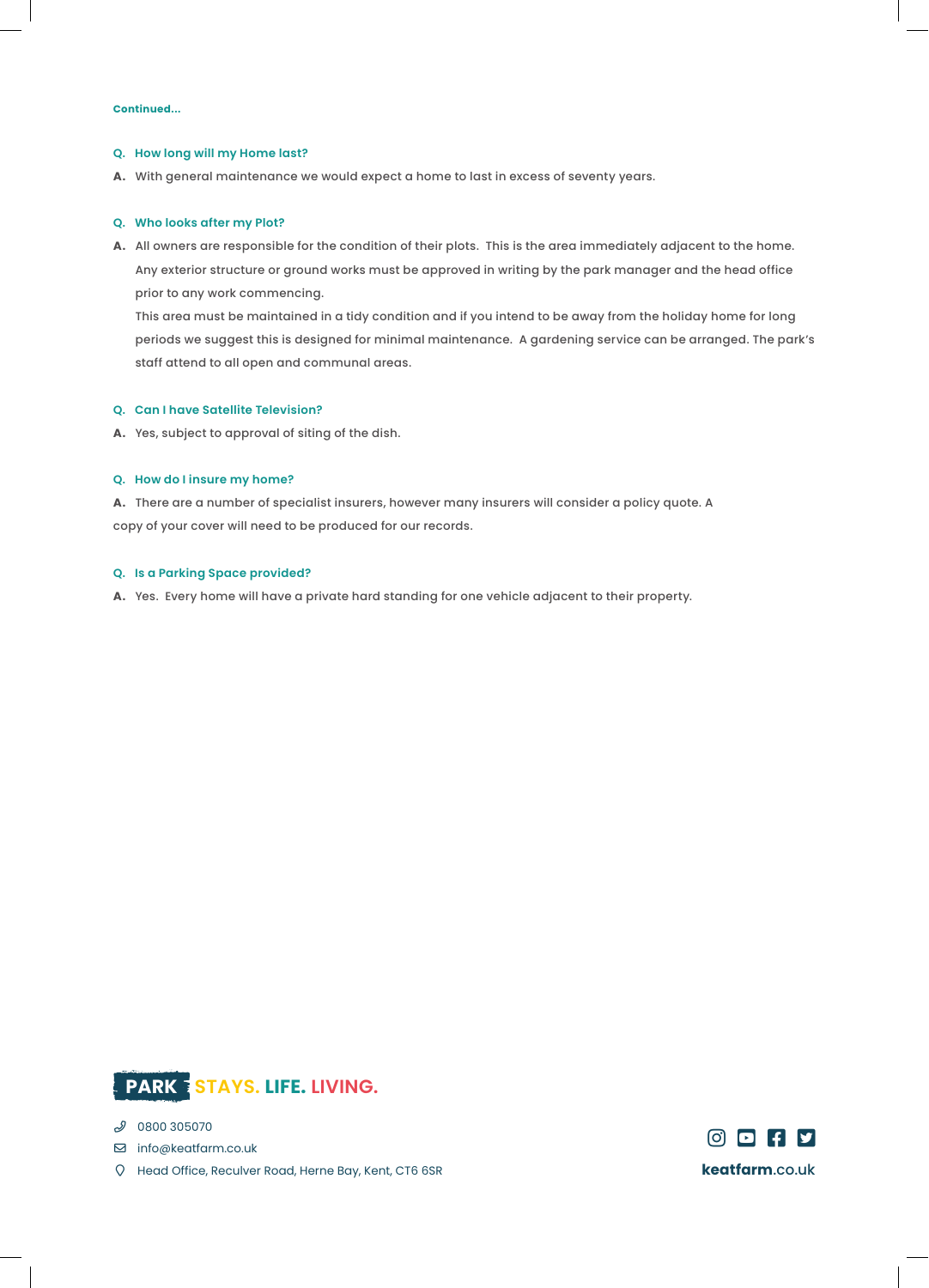Continued...

**Q. How long will my Home last?**

**A.** With general maintenance we would expect a home to last in excess of seventy years.

**Q. Who looks after my Plot?**

**A.** All owners are responsible for the condition of their plots. This is the area immediately adjacent to the home. Any exterior structure or ground works must be approved in writing by the park manager and the head office prior to any work commencing.
This area must be maintained in a tidy condition and if you intend to be away from the holiday home for long periods we suggest this is designed for minimal maintenance. A gardening service can be arranged. The park's staff attend to all open and communal areas.

**Q. Can I have Satellite Television?**

**A.** Yes, subject to approval of siting of the dish.

**Q. How do I insure my home?**

**A.** There are a number of specialist insurers, however many insurers will consider a policy quote. A copy of your cover will need to be produced for our records.

**Q. Is a Parking Space provided?**

**A.** Yes. Every home will have a private hard standing for one vehicle adjacent to their property.

PARK STAYS. LIFE. LIVING.

0800 305070
info@keatfarm.co.uk
Head Office, Reculver Road, Herne Bay, Kent, CT6 6SR

keatfarm.co.uk